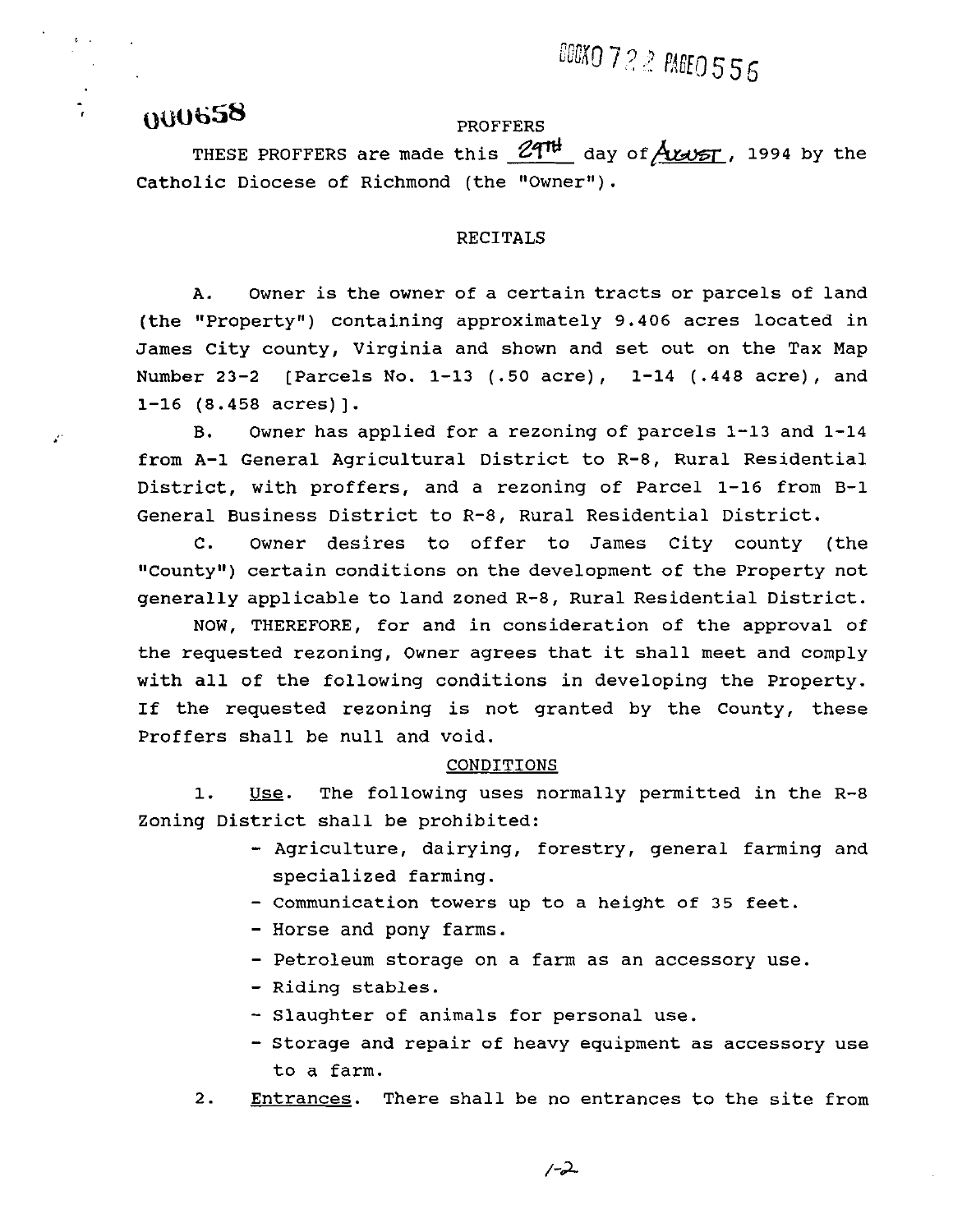000658

# PROFFERS

THESE PROFFERS are made this 29TH day of August, 1994 by the Catholic Diocese of Richmond (the "Owner").

## RECITALS

A. Owner is the owner of a certain tracts or parcels of land (the "Property") containing approximately 9.406 acres located in James City county, Virginia and shown and set out on the Tax Map Number 23-2 [Parcels No. 1-13 (.50 acre), 1-14 (.448 acre), and 1-16 (8.458 acres)].

B. Owner has applied for a rezoning of parcels 1-13 and 1-14 from A-1 General Agricultural District to R-8, Rural Residential District, with proffers, and a rezoning of Parcel 1-16 from B-1 General Business District to R-8, Rural Residential District.

C. Owner desires to offer to James City county (the "County") certain conditions on the development of the Property not generally applicable to land zoned R-8, Rural Residential District.

NOW, THEREFORE, for and in consideration of the approval of the requested rezoning, Owner agrees that it shall meet and comply with all of the following conditions in developing the Property. If the requested rezoning is not granted by the County, these Proffers shall be null and void.

## CONDITIONS

1. Use. The following uses normally permitted in the R-8 Zoning District shall be prohibited:
   - Agriculture, dairying, forestry, general farming and specialized farming.
   - Communication towers up to a height of 35 feet.
   - Horse and pony farms.
   - Petroleum storage on a farm as an accessory use.
   - Riding stables.
   - Slaughter of animals for personal use.
   - Storage and repair of heavy equipment as accessory use to a farm.
2. Entrances. There shall be no entrances to the site from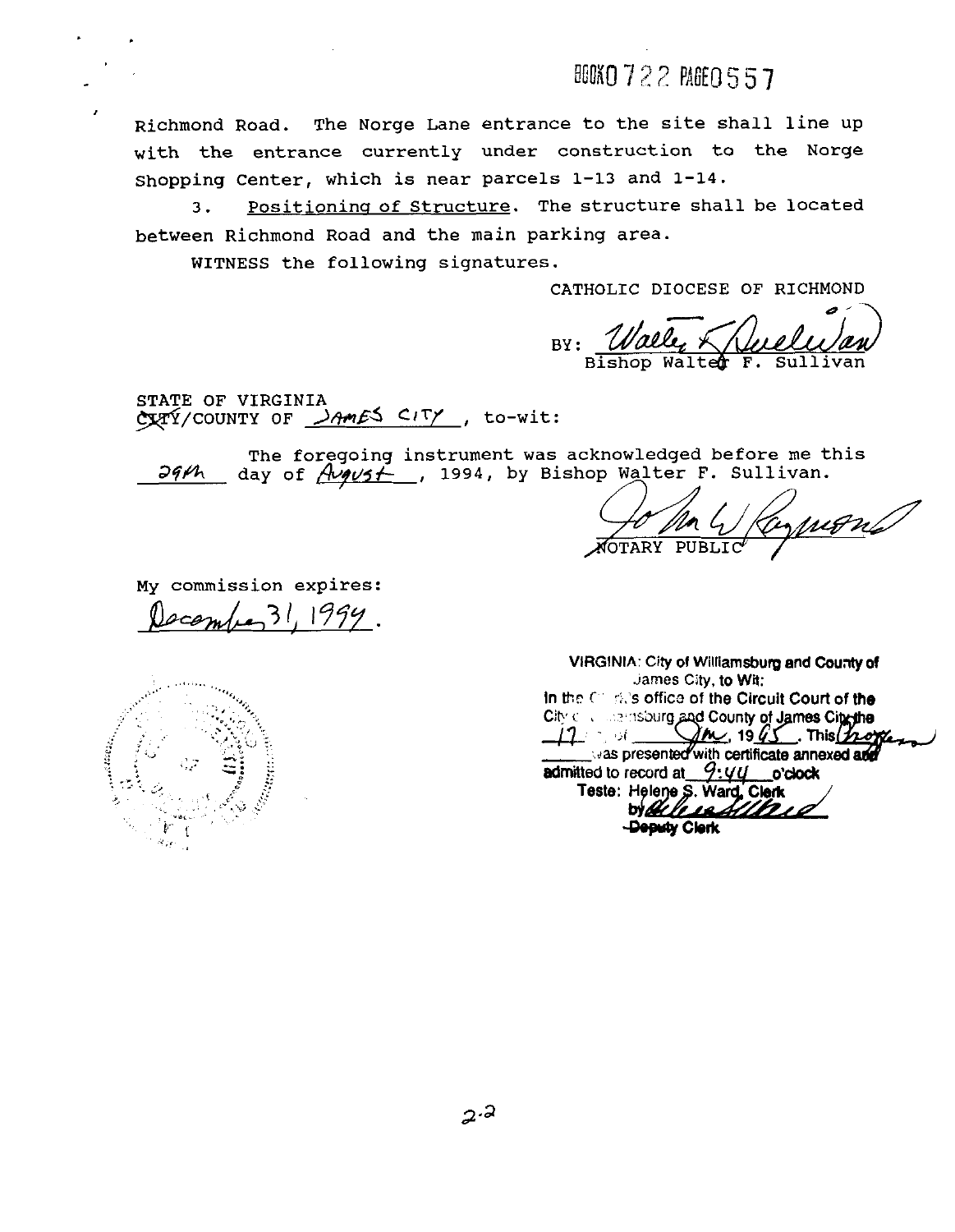BOOK 0722 PAGE 0557

Richmond Road. The Norge Lane entrance to the site shall line up with the entrance currently under construction to the Norge Shopping Center, which is near parcels 1-13 and 1-14.

3. Positioning of Structure. The structure shall be located between Richmond Road and the main parking area.

WITNESS the following signatures.

CATHOLIC DIOCESE OF RICHMOND

BY: Walter F. Sullivan
Bishop Walter F. Sullivan

STATE OF VIRGINIA
~~CITY~~/COUNTY OF JAMES CITY, to-wit:

The foregoing instrument was acknowledged before me this 29th day of August, 1994, by Bishop Walter F. Sullivan.

NOTARY PUBLIC

My commission expires:
December 31, 1994.

VIRGINIA: City of Williamsburg and County of James City, to Wit:
In the Clerk's office of the Circuit Court of the City of Williamsburg and County of James City the 17 day of Jan, 1995. This Instrument was presented with certificate annexed and admitted to record at 9:44 o'clock
Teste: Helene S. Ward, Clerk
by
~~Deputy~~ Clerk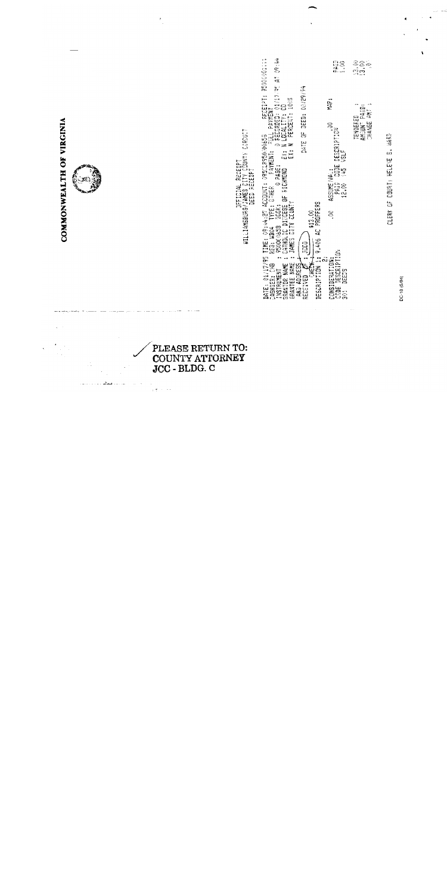# COMMONWEALTH OF VIRGINIA

OFFICIAL RECEIPT
WILLIAMSBURG/JAMES CITY COUNTY CIRCUIT
DEED RECEIPT

DATE: 01/17/95 TIME: 09:44:27 ACCOUNT: 095CLR950000658 RECEIPT: 95000001111
CASHIER: CHB REG: WB04 TYPE: OTHER PAYMENT: FULL PAYMENT
INSTRUMENT : 950000658 BOOK: 0 PAGE: 0 RECORDED: 01/17/95 AT 09:44
GRANTOR NAME : CATHOLIC DIOCESE OF RICHMOND EX: N LOCALITY: CO
GRANTEE NAME : JAMES CITY COUNTY EX: N PERCENT: 100%
AND ADDRESS :
RECEIVED OF : JCCG DATE OF DEED: 08/29/94
CHECK : $13.00
DESCRIPTION 1: 9.409 AC PROFFERS
2:
CONSIDERATION: .00 ASSUME/VAL: .00 MAP:
CODE DESCRIPTION: PAID CODE DESCRIPTION PAID
301 DEEDS 12.00 145 VSLF 1.00

TENDERED : 13.00
AMOUNT PAID: 13.00
CHANGE AMT : .00

CLERK OF COURT: HELENE S. WARD

DC-18 (6/94)

PLEASE RETURN TO:
COUNTY ATTORNEY
JCC - BLDG. C